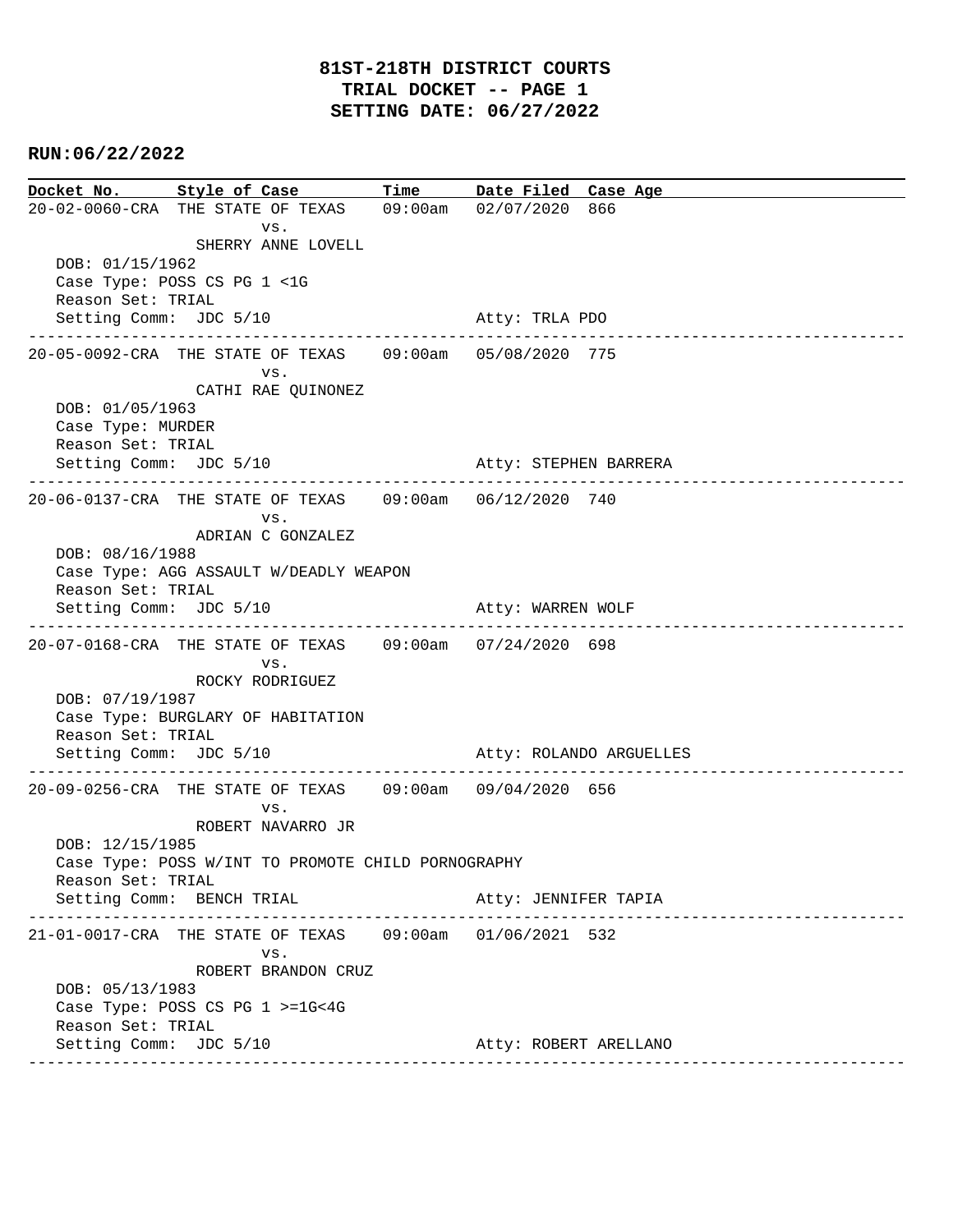# 81ST-218TH DISTRICT COURTS
## TRIAL DOCKET -- PAGE 1
## SETTING DATE: 06/27/2022

**RUN:06/22/2022**

| Docket No. | Style of Case | Time | Date Filed | Case Age |
|---|---|---|---|---|

---

**20-02-0060-CRA** THE STATE OF TEXAS vs. SHERRY ANNE LOVELL — 09:00am — 02/07/2020 — 866

DOB: 01/15/1962
Case Type: POSS CS PG 1 <1G
Reason Set: TRIAL
Setting Comm: JDC 5/10 — Atty: TRLA PDO

---

**20-05-0092-CRA** THE STATE OF TEXAS vs. CATHI RAE QUINONEZ — 09:00am — 05/08/2020 — 775

DOB: 01/05/1963
Case Type: MURDER
Reason Set: TRIAL
Setting Comm: JDC 5/10 — Atty: STEPHEN BARRERA

---

**20-06-0137-CRA** THE STATE OF TEXAS vs. ADRIAN C GONZALEZ — 09:00am — 06/12/2020 — 740

DOB: 08/16/1988
Case Type: AGG ASSAULT W/DEADLY WEAPON
Reason Set: TRIAL
Setting Comm: JDC 5/10 — Atty: WARREN WOLF

---

**20-07-0168-CRA** THE STATE OF TEXAS vs. ROCKY RODRIGUEZ — 09:00am — 07/24/2020 — 698

DOB: 07/19/1987
Case Type: BURGLARY OF HABITATION
Reason Set: TRIAL
Setting Comm: JDC 5/10 — Atty: ROLANDO ARGUELLES

---

**20-09-0256-CRA** THE STATE OF TEXAS vs. ROBERT NAVARRO JR — 09:00am — 09/04/2020 — 656

DOB: 12/15/1985
Case Type: POSS W/INT TO PROMOTE CHILD PORNOGRAPHY
Reason Set: TRIAL
Setting Comm: BENCH TRIAL — Atty: JENNIFER TAPIA

---

**21-01-0017-CRA** THE STATE OF TEXAS vs. ROBERT BRANDON CRUZ — 09:00am — 01/06/2021 — 532

DOB: 05/13/1983
Case Type: POSS CS PG 1 >=1G<4G
Reason Set: TRIAL
Setting Comm: JDC 5/10 — Atty: ROBERT ARELLANO

---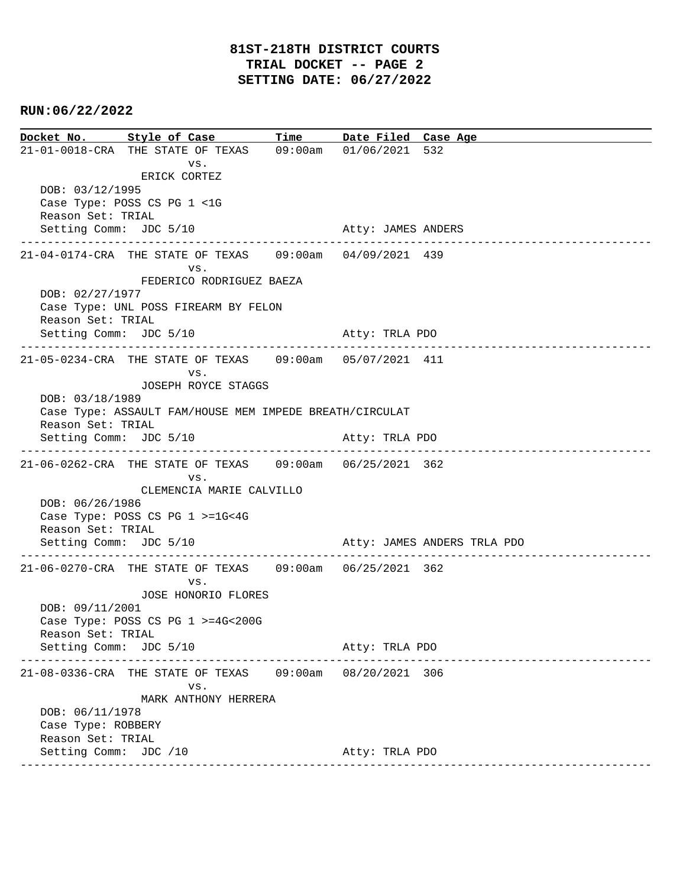# 81ST-218TH DISTRICT COURTS
## TRIAL DOCKET -- PAGE 2
## SETTING DATE: 06/27/2022

**RUN:06/22/2022**

| Docket No. | Style of Case | Time | Date Filed | Case Age |
|---|---|---|---|---|

```
21-01-0018-CRA  THE STATE OF TEXAS    09:00am  01/06/2021  532
                     vs.
                ERICK CORTEZ
   DOB: 03/12/1995
   Case Type: POSS CS PG 1 <1G
   Reason Set: TRIAL
   Setting Comm:  JDC 5/10                      Atty: JAMES ANDERS
--------------------------------------------------------------------------------
21-04-0174-CRA  THE STATE OF TEXAS    09:00am  04/09/2021  439
                     vs.
                FEDERICO RODRIGUEZ BAEZA
   DOB: 02/27/1977
   Case Type: UNL POSS FIREARM BY FELON
   Reason Set: TRIAL
   Setting Comm:  JDC 5/10                      Atty: TRLA PDO
--------------------------------------------------------------------------------
21-05-0234-CRA  THE STATE OF TEXAS    09:00am  05/07/2021  411
                     vs.
                JOSEPH ROYCE STAGGS
   DOB: 03/18/1989
   Case Type: ASSAULT FAM/HOUSE MEM IMPEDE BREATH/CIRCULAT
   Reason Set: TRIAL
   Setting Comm:  JDC 5/10                      Atty: TRLA PDO
--------------------------------------------------------------------------------
21-06-0262-CRA  THE STATE OF TEXAS    09:00am  06/25/2021  362
                     vs.
                CLEMENCIA MARIE CALVILLO
   DOB: 06/26/1986
   Case Type: POSS CS PG 1 >=1G<4G
   Reason Set: TRIAL
   Setting Comm:  JDC 5/10                      Atty: JAMES ANDERS TRLA PDO
--------------------------------------------------------------------------------
21-06-0270-CRA  THE STATE OF TEXAS    09:00am  06/25/2021  362
                     vs.
                JOSE HONORIO FLORES
   DOB: 09/11/2001
   Case Type: POSS CS PG 1 >=4G<200G
   Reason Set: TRIAL
   Setting Comm:  JDC 5/10                      Atty: TRLA PDO
--------------------------------------------------------------------------------
21-08-0336-CRA  THE STATE OF TEXAS    09:00am  08/20/2021  306
                     vs.
                MARK ANTHONY HERRERA
   DOB: 06/11/1978
   Case Type: ROBBERY
   Reason Set: TRIAL
   Setting Comm:  JDC /10                       Atty: TRLA PDO
--------------------------------------------------------------------------------
```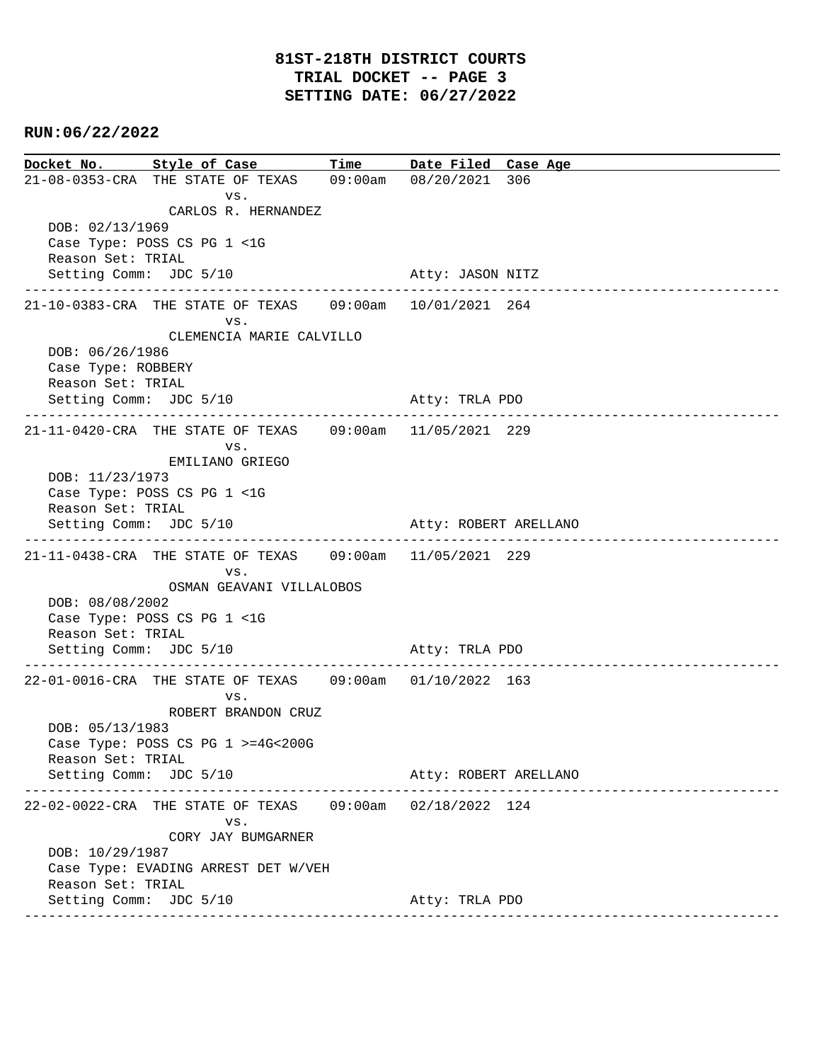# 81ST-218TH DISTRICT COURTS
## TRIAL DOCKET -- PAGE 3
## SETTING DATE: 06/27/2022

**RUN:06/22/2022**

| Docket No. | Style of Case | Time | Date Filed | Case Age |
|---|---|---|---|---|

```
21-08-0353-CRA  THE STATE OF TEXAS    09:00am   08/20/2021  306
                      vs.
                CARLOS R. HERNANDEZ
   DOB: 02/13/1969
   Case Type: POSS CS PG 1 <1G
   Reason Set: TRIAL
   Setting Comm:  JDC 5/10                       Atty: JASON NITZ
-----------------------------------------------------------------------------------------------
21-10-0383-CRA  THE STATE OF TEXAS    09:00am   10/01/2021  264
                      vs.
                CLEMENCIA MARIE CALVILLO
   DOB: 06/26/1986
   Case Type: ROBBERY
   Reason Set: TRIAL
   Setting Comm:  JDC 5/10                       Atty: TRLA PDO
-----------------------------------------------------------------------------------------------
21-11-0420-CRA  THE STATE OF TEXAS    09:00am   11/05/2021  229
                      vs.
                EMILIANO GRIEGO
   DOB: 11/23/1973
   Case Type: POSS CS PG 1 <1G
   Reason Set: TRIAL
   Setting Comm:  JDC 5/10                       Atty: ROBERT ARELLANO
-----------------------------------------------------------------------------------------------
21-11-0438-CRA  THE STATE OF TEXAS    09:00am   11/05/2021  229
                      vs.
                OSMAN GEAVANI VILLALOBOS
   DOB: 08/08/2002
   Case Type: POSS CS PG 1 <1G
   Reason Set: TRIAL
   Setting Comm:  JDC 5/10                       Atty: TRLA PDO
-----------------------------------------------------------------------------------------------
22-01-0016-CRA  THE STATE OF TEXAS    09:00am   01/10/2022  163
                      vs.
                ROBERT BRANDON CRUZ
   DOB: 05/13/1983
   Case Type: POSS CS PG 1 >=4G<200G
   Reason Set: TRIAL
   Setting Comm:  JDC 5/10                       Atty: ROBERT ARELLANO
-----------------------------------------------------------------------------------------------
22-02-0022-CRA  THE STATE OF TEXAS    09:00am   02/18/2022  124
                      vs.
                CORY JAY BUMGARNER
   DOB: 10/29/1987
   Case Type: EVADING ARREST DET W/VEH
   Reason Set: TRIAL
   Setting Comm:  JDC 5/10                       Atty: TRLA PDO
-----------------------------------------------------------------------------------------------
```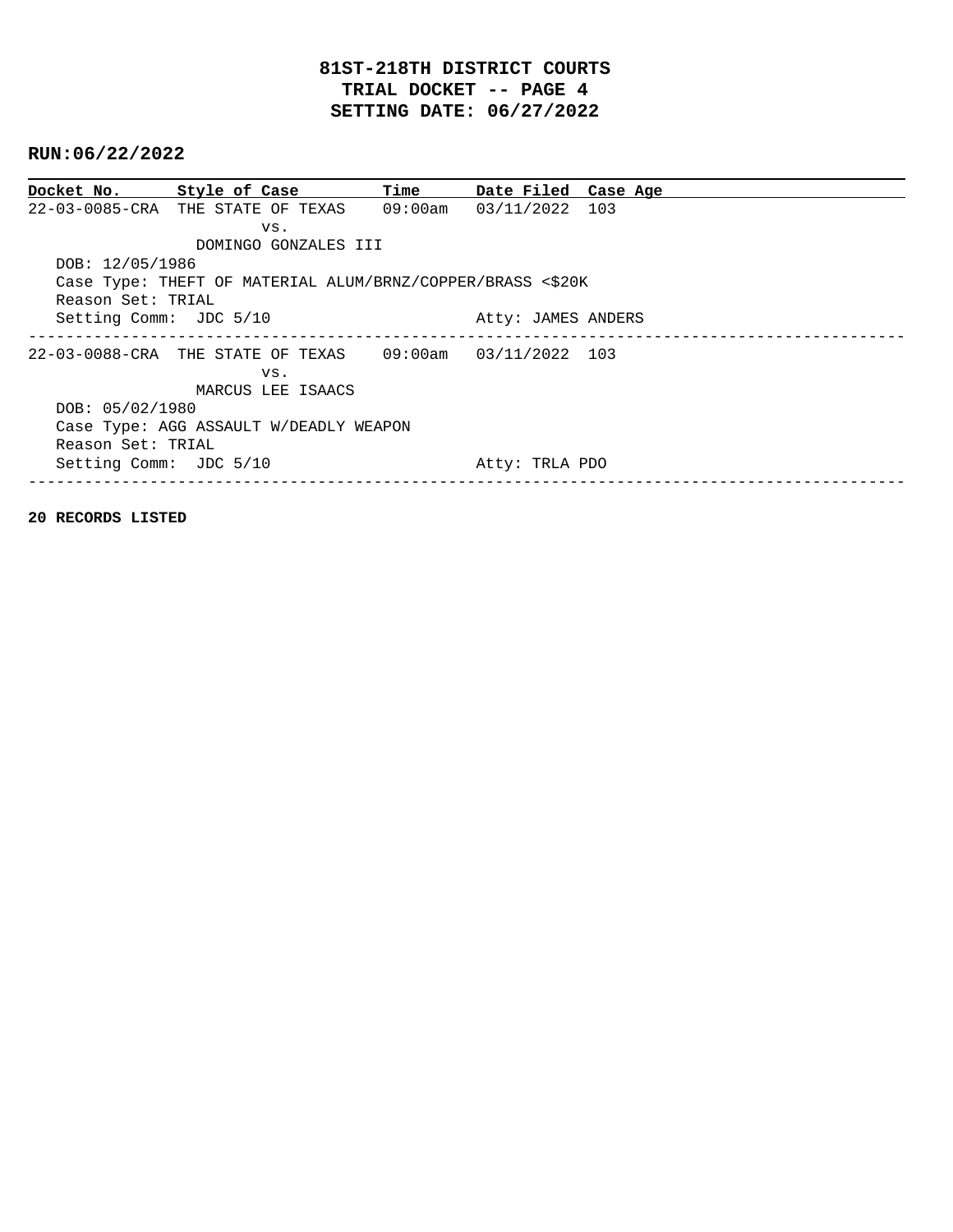**81ST-218TH DISTRICT COURTS**
**TRIAL DOCKET -- PAGE 4**
**SETTING DATE: 06/27/2022**

**RUN:06/22/2022**

| Docket No. | Style of Case | Time | Date Filed | Case Age |
|---|---|---|---|---|
| 22-03-0085-CRA | THE STATE OF TEXAS vs. DOMINGO GONZALES III | 09:00am | 03/11/2022 | 103 |

DOB: 12/05/1986
Case Type: THEFT OF MATERIAL ALUM/BRNZ/COPPER/BRASS <$20K
Reason Set: TRIAL
Setting Comm: JDC 5/10 — Atty: JAMES ANDERS

---

| Docket No. | Style of Case | Time | Date Filed | Case Age |
|---|---|---|---|---|
| 22-03-0088-CRA | THE STATE OF TEXAS vs. MARCUS LEE ISAACS | 09:00am | 03/11/2022 | 103 |

DOB: 05/02/1980
Case Type: AGG ASSAULT W/DEADLY WEAPON
Reason Set: TRIAL
Setting Comm: JDC 5/10 — Atty: TRLA PDO

---

**20 RECORDS LISTED**